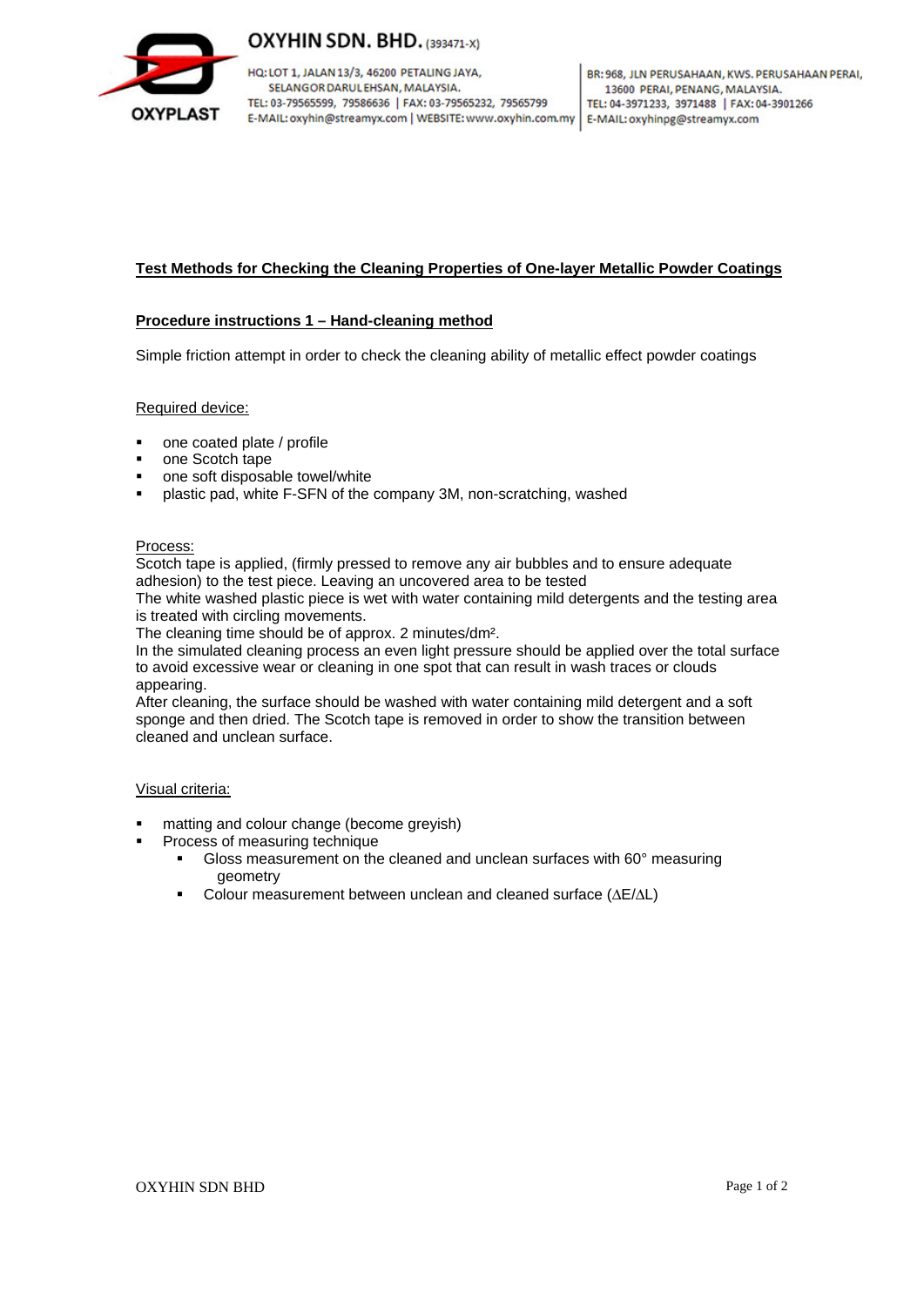OXYHIN SDN. BHD. (393471-X)

OXYPLAST

HQ: LOT 1, JALAN 13/3, 46200 PETALING JAYA, SELANGOR DARUL EHSAN, MALAYSIA.
TEL: 03-79565599, 79586636 | FAX: 03-79565232, 79565799
E-MAIL: oxyhin@streamyx.com | WEBSITE: www.oxyhin.com.my

BR: 968, JLN PERUSAHAAN, KWS. PERUSAHAAN PERAI, 13600 PERAI, PENANG, MALAYSIA.
TEL: 04-3971233, 3971488 | FAX: 04-3901266
E-MAIL: oxyhinpg@streamyx.com

# Test Methods for Checking the Cleaning Properties of One-layer Metallic Powder Coatings

## Procedure instructions 1 – Hand-cleaning method

Simple friction attempt in order to check the cleaning ability of metallic effect powder coatings

Required device:

- one coated plate / profile
- one Scotch tape
- one soft disposable towel/white
- plastic pad, white F-SFN of the company 3M, non-scratching, washed

Process:

Scotch tape is applied, (firmly pressed to remove any air bubbles and to ensure adequate adhesion) to the test piece. Leaving an uncovered area to be tested
The white washed plastic piece is wet with water containing mild detergents and the testing area is treated with circling movements.
The cleaning time should be of approx. 2 minutes/dm².
In the simulated cleaning process an even light pressure should be applied over the total surface to avoid excessive wear or cleaning in one spot that can result in wash traces or clouds appearing.
After cleaning, the surface should be washed with water containing mild detergent and a soft sponge and then dried. The Scotch tape is removed in order to show the transition between cleaned and unclean surface.

Visual criteria:

- matting and colour change (become greyish)
- Process of measuring technique
  - Gloss measurement on the cleaned and unclean surfaces with 60° measuring geometry
  - Colour measurement between unclean and cleaned surface ($\Delta E/\Delta L$)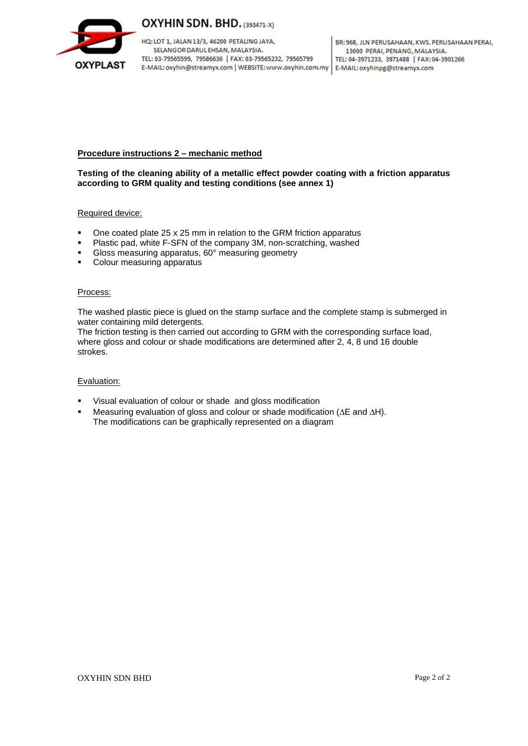**Procedure instructions 2 – mechanic method**

**Testing of the cleaning ability of a metallic effect powder coating with a friction apparatus according to GRM quality and testing conditions (see annex 1)**

Required device:

- One coated plate 25 x 25 mm in relation to the GRM friction apparatus
- Plastic pad, white F-SFN of the company 3M, non-scratching, washed
- Gloss measuring apparatus, 60° measuring geometry
- Colour measuring apparatus

Process:

The washed plastic piece is glued on the stamp surface and the complete stamp is submerged in water containing mild detergents.
The friction testing is then carried out according to GRM with the corresponding surface load, where gloss and colour or shade modifications are determined after 2, 4, 8 und 16 double strokes.

Evaluation:

- Visual evaluation of colour or shade and gloss modification
- Measuring evaluation of gloss and colour or shade modification ($\Delta E$ and $\Delta H$).
  The modifications can be graphically represented on a diagram